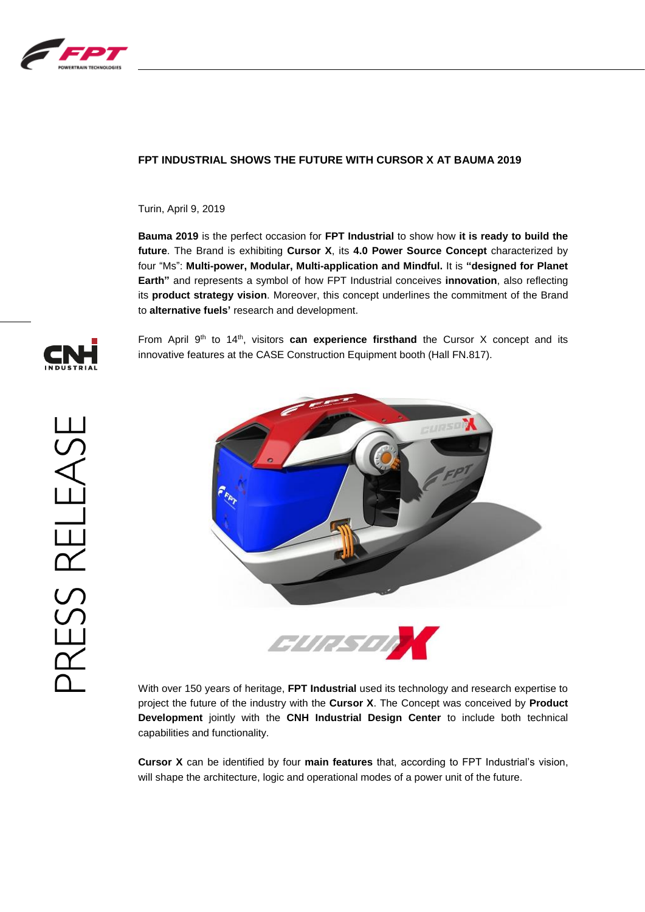# FPT INDUSTRIAL SHOWS THE FUTURE WITH CURSOR X AT BAUMA 2019

Turin, April 9, 2019

**Bauma 2019** is the perfect occasion for **FPT Industrial** to show how **it is ready to build the future**. The Brand is exhibiting **Cursor X**, its **4.0 Power Source Concept** characterized by four "Ms": **Multi-power, Modular, Multi-application and Mindful.** It is **"designed for Planet Earth"** and represents a symbol of how FPT Industrial conceives **innovation**, also reflecting its **product strategy vision**. Moreover, this concept underlines the commitment of the Brand to **alternative fuels'** research and development.

From April 9th to 14th, visitors **can experience firsthand** the Cursor X concept and its innovative features at the CASE Construction Equipment booth (Hall FN.817).

With over 150 years of heritage, **FPT Industrial** used its technology and research expertise to project the future of the industry with the **Cursor X**. The Concept was conceived by **Product Development** jointly with the **CNH Industrial Design Center** to include both technical capabilities and functionality.

**Cursor X** can be identified by four **main features** that, according to FPT Industrial's vision, will shape the architecture, logic and operational modes of a power unit of the future.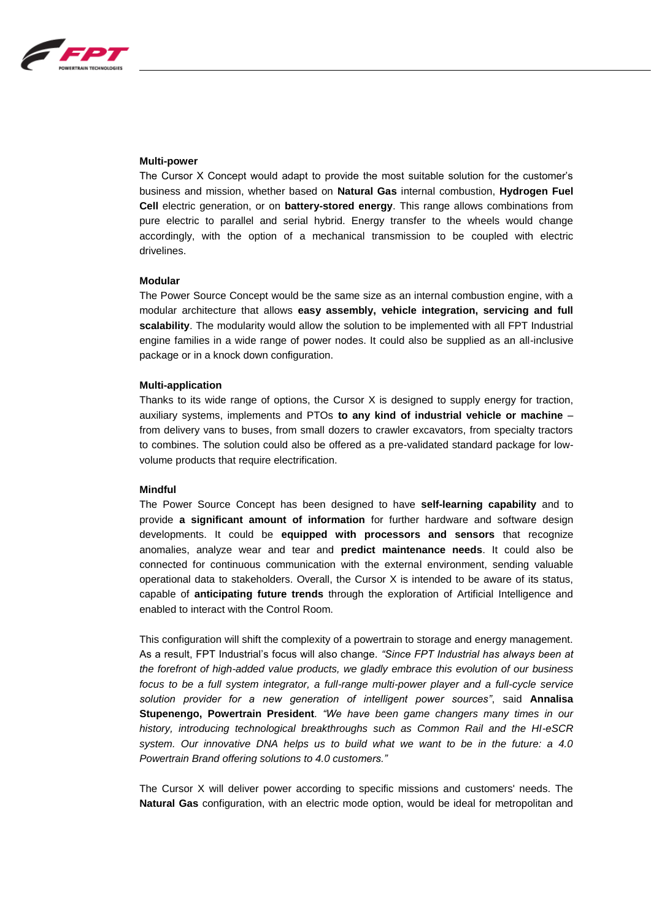**Multi-power**

The Cursor X Concept would adapt to provide the most suitable solution for the customer's business and mission, whether based on **Natural Gas** internal combustion, **Hydrogen Fuel Cell** electric generation, or on **battery-stored energy**. This range allows combinations from pure electric to parallel and serial hybrid. Energy transfer to the wheels would change accordingly, with the option of a mechanical transmission to be coupled with electric drivelines.

**Modular**

The Power Source Concept would be the same size as an internal combustion engine, with a modular architecture that allows **easy assembly, vehicle integration, servicing and full scalability**. The modularity would allow the solution to be implemented with all FPT Industrial engine families in a wide range of power nodes. It could also be supplied as an all-inclusive package or in a knock down configuration.

**Multi-application**

Thanks to its wide range of options, the Cursor X is designed to supply energy for traction, auxiliary systems, implements and PTOs **to any kind of industrial vehicle or machine** – from delivery vans to buses, from small dozers to crawler excavators, from specialty tractors to combines. The solution could also be offered as a pre-validated standard package for low-volume products that require electrification.

**Mindful**

The Power Source Concept has been designed to have **self-learning capability** and to provide **a significant amount of information** for further hardware and software design developments. It could be **equipped with processors and sensors** that recognize anomalies, analyze wear and tear and **predict maintenance needs**. It could also be connected for continuous communication with the external environment, sending valuable operational data to stakeholders. Overall, the Cursor X is intended to be aware of its status, capable of **anticipating future trends** through the exploration of Artificial Intelligence and enabled to interact with the Control Room.

This configuration will shift the complexity of a powertrain to storage and energy management. As a result, FPT Industrial's focus will also change. *"Since FPT Industrial has always been at the forefront of high-added value products, we gladly embrace this evolution of our business focus to be a full system integrator, a full-range multi-power player and a full-cycle service solution provider for a new generation of intelligent power sources"*, said **Annalisa Stupenengo, Powertrain President**. *"We have been game changers many times in our history, introducing technological breakthroughs such as Common Rail and the HI-eSCR system. Our innovative DNA helps us to build what we want to be in the future: a 4.0 Powertrain Brand offering solutions to 4.0 customers."*

The Cursor X will deliver power according to specific missions and customers' needs. The **Natural Gas** configuration, with an electric mode option, would be ideal for metropolitan and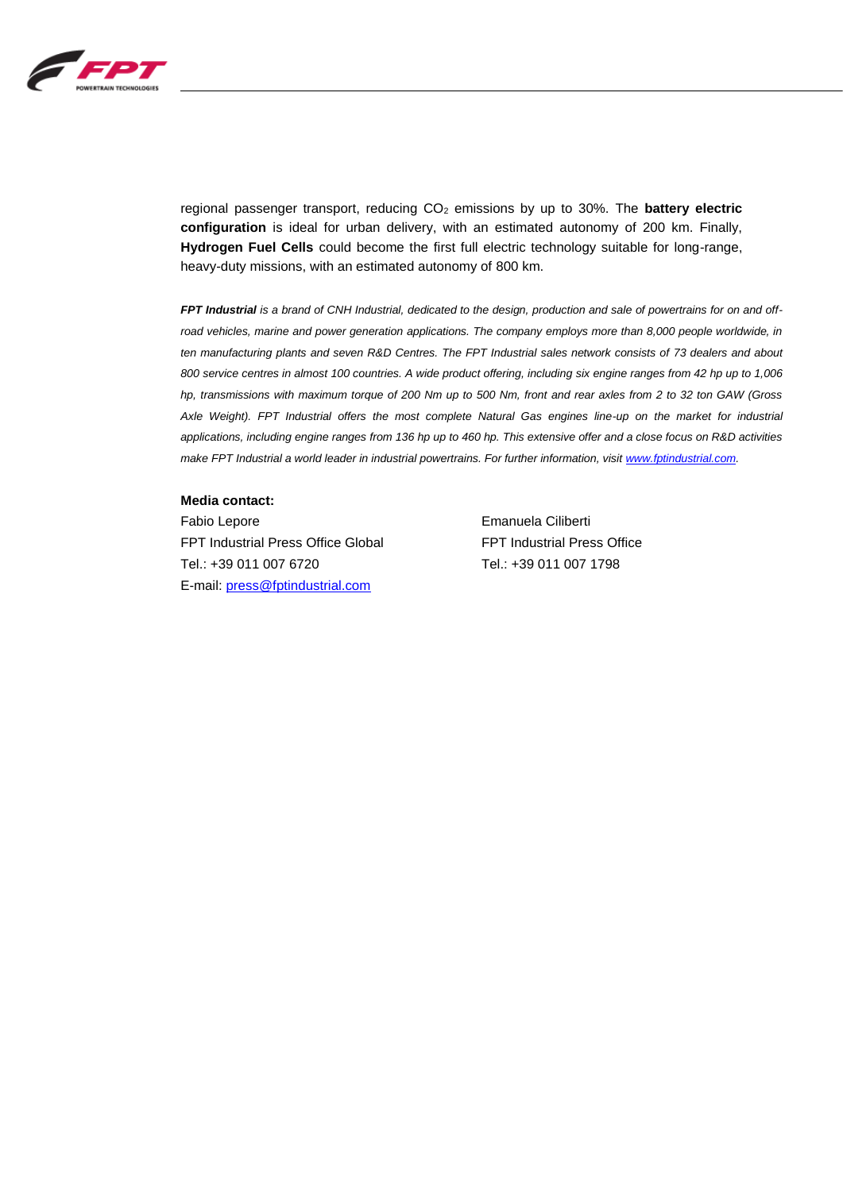regional passenger transport, reducing $CO_2$ emissions by up to 30%. The **battery electric configuration** is ideal for urban delivery, with an estimated autonomy of 200 km. Finally, **Hydrogen Fuel Cells** could become the first full electric technology suitable for long-range, heavy-duty missions, with an estimated autonomy of 800 km.

***FPT Industrial** is a brand of CNH Industrial, dedicated to the design, production and sale of powertrains for on and off-road vehicles, marine and power generation applications. The company employs more than 8,000 people worldwide, in ten manufacturing plants and seven R&D Centres. The FPT Industrial sales network consists of 73 dealers and about 800 service centres in almost 100 countries. A wide product offering, including six engine ranges from 42 hp up to 1,006 hp, transmissions with maximum torque of 200 Nm up to 500 Nm, front and rear axles from 2 to 32 ton GAW (Gross Axle Weight). FPT Industrial offers the most complete Natural Gas engines line-up on the market for industrial applications, including engine ranges from 136 hp up to 460 hp. This extensive offer and a close focus on R&D activities make FPT Industrial a world leader in industrial powertrains. For further information, visit [www.fptindustrial.com](http://www.fptindustrial.com).*

**Media contact:**

Fabio Lepore
FPT Industrial Press Office Global
Tel.: +39 011 007 6720
E-mail: [press@fptindustrial.com](mailto:press@fptindustrial.com)

Emanuela Ciliberti
FPT Industrial Press Office
Tel.: +39 011 007 1798